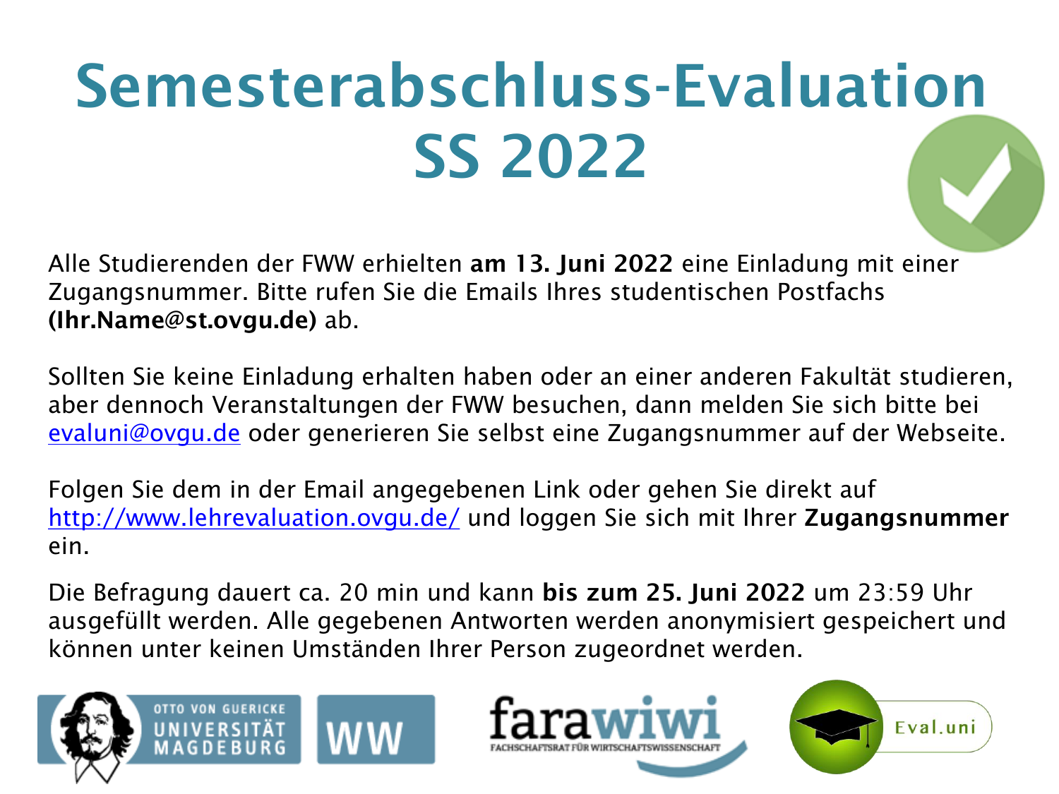# Semesterabschluss-Evaluation SS 2022

Alle Studierenden der FWW erhielten **am 13. Juni 2022** eine Einladung mit einer Zugangsnummer. Bitte rufen Sie die Emails Ihres studentischen Postfachs **(Ihr.Name@st.ovgu.de)** ab.

Sollten Sie keine Einladung erhalten haben oder an einer anderen Fakultät studieren, aber dennoch Veranstaltungen der FWW besuchen, dann melden Sie sich bitte bei evaluni@ovgu.de oder generieren Sie selbst eine Zugangsnummer auf der Webseite.

Folgen Sie dem in der Email angegebenen Link oder gehen Sie direkt auf http://www.lehrevaluation.ovgu.de/ und loggen Sie sich mit Ihrer **Zugangsnummer** ein.

Die Befragung dauert ca. 20 min und kann **bis zum 25. Juni 2022** um 23:59 Uhr ausgefüllt werden. Alle gegebenen Antworten werden anonymisiert gespeichert und können unter keinen Umständen Ihrer Person zugeordnet werden.

OTTO VON GUERICKE UNIVERSITÄT MAGDEBURG — WW — farawiwi FACHSCHAFTSRAT FÜR WIRTSCHAFTSWISSENSCHAFT — Eval.uni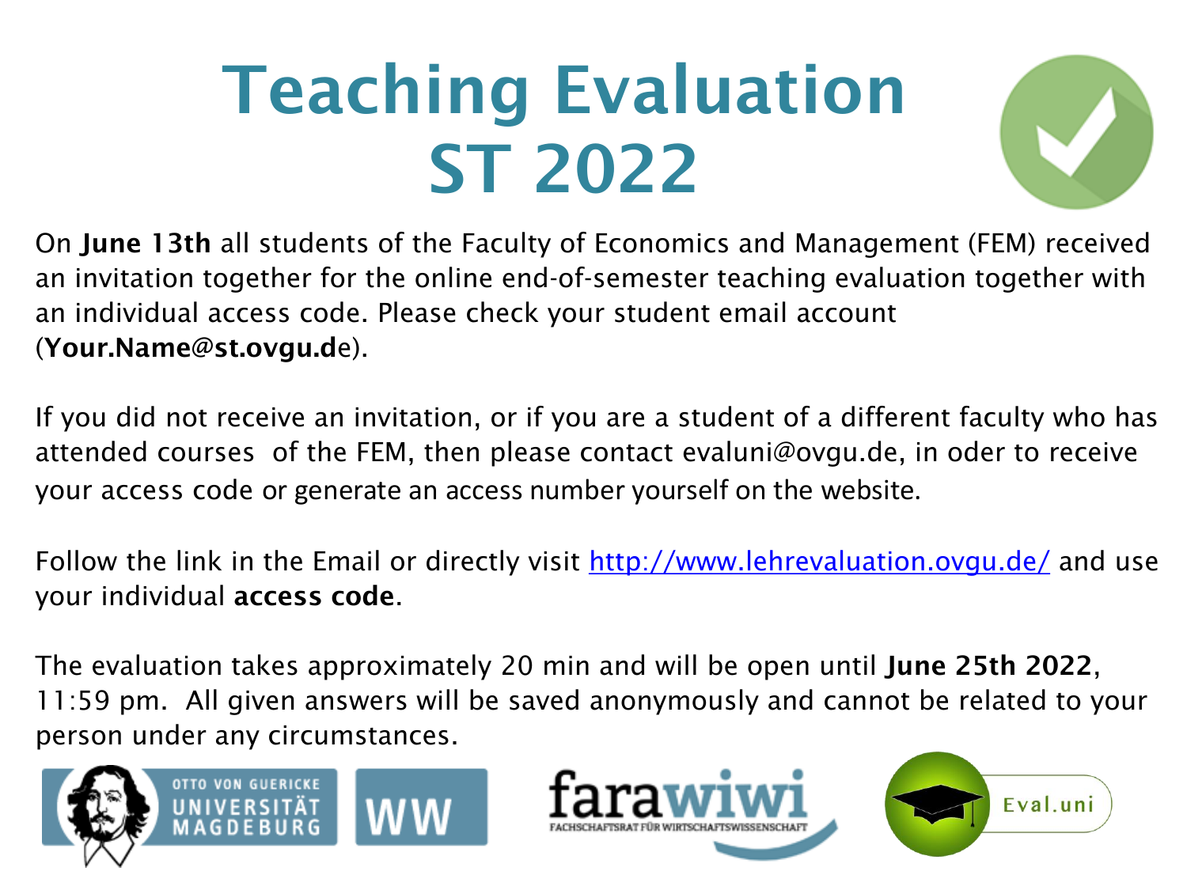# Teaching Evaluation ST 2022

On **June 13th** all students of the Faculty of Economics and Management (FEM) received an invitation together for the online end-of-semester teaching evaluation together with an individual access code. Please check your student email account (**Your.Name@st.ovgu.d**e).

If you did not receive an invitation, or if you are a student of a different faculty who has attended courses of the FEM, then please contact evaluni@ovgu.de, in oder to receive your access code or generate an access number yourself on the website.

Follow the link in the Email or directly visit http://www.lehrevaluation.ovgu.de/ and use your individual **access code**.

The evaluation takes approximately 20 min and will be open until **June 25th 2022**, 11:59 pm. All given answers will be saved anonymously and cannot be related to your person under any circumstances.

OTTO VON GUERICKE UNIVERSITÄT MAGDEBURG

WW

farawiwi
FACHSCHAFTSRAT FÜR WIRTSCHAFTSWISSENSCHAFT

Eval.uni